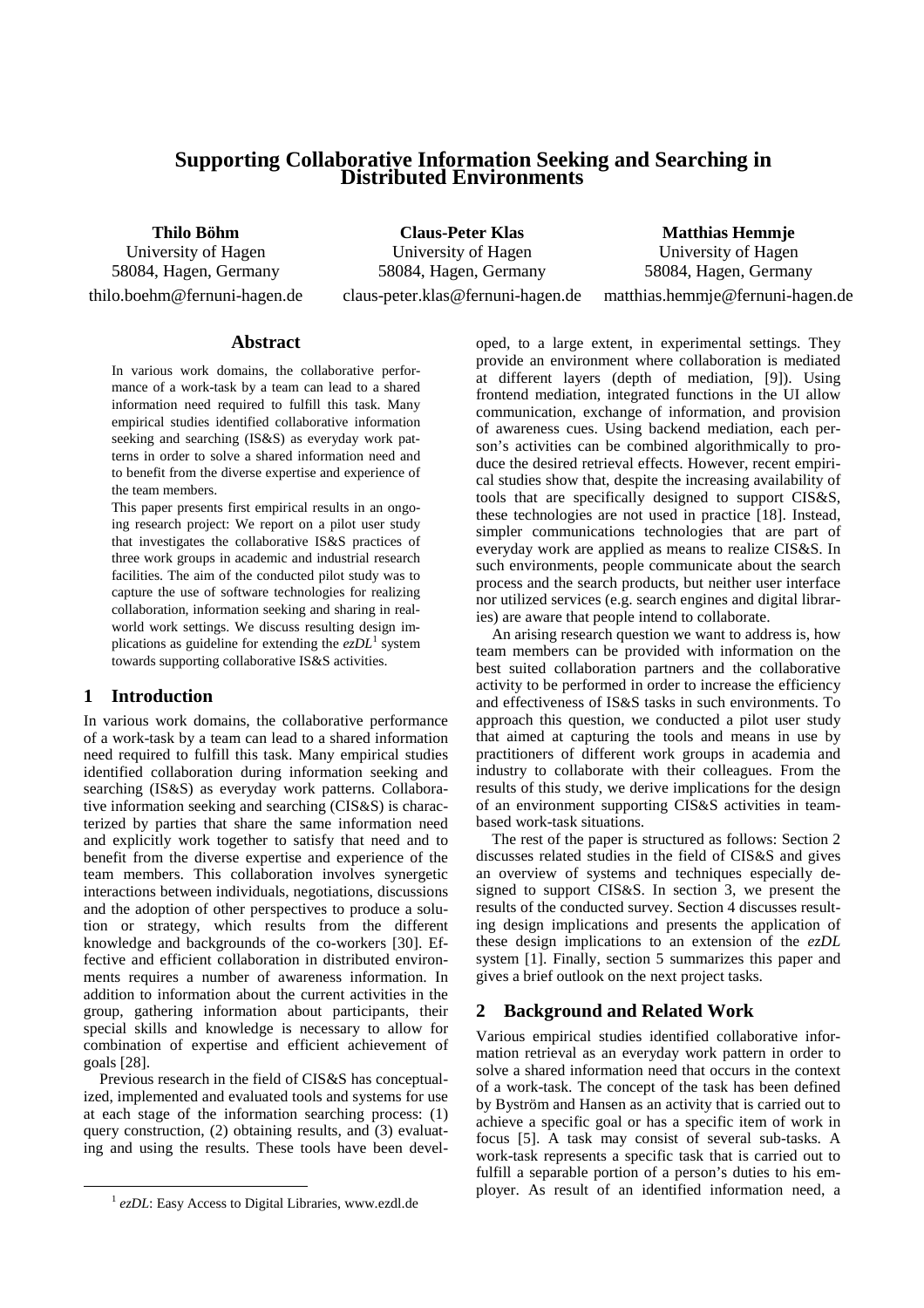# Supporting Collaborative Information Seeking and Searching in Distributed Environments

**Thilo Böhm**
University of Hagen
58084, Hagen, Germany
thilo.boehm@fernuni-hagen.de

**Claus-Peter Klas**
University of Hagen
58084, Hagen, Germany
claus-peter.klas@fernuni-hagen.de

**Matthias Hemmje**
University of Hagen
58084, Hagen, Germany
matthias.hemmje@fernuni-hagen.de

## Abstract

In various work domains, the collaborative performance of a work-task by a team can lead to a shared information need required to fulfill this task. Many empirical studies identified collaborative information seeking and searching (IS&S) as everyday work patterns in order to solve a shared information need and to benefit from the diverse expertise and experience of the team members.

This paper presents first empirical results in an ongoing research project: We report on a pilot user study that investigates the collaborative IS&S practices of three work groups in academic and industrial research facilities. The aim of the conducted pilot study was to capture the use of software technologies for realizing collaboration, information seeking and sharing in real-world work settings. We discuss resulting design implications as guideline for extending the *ezDL*[1] system towards supporting collaborative IS&S activities.

## 1 Introduction

In various work domains, the collaborative performance of a work-task by a team can lead to a shared information need required to fulfill this task. Many empirical studies identified collaboration during information seeking and searching (IS&S) as everyday work patterns. Collaborative information seeking and searching (CIS&S) is characterized by parties that share the same information need and explicitly work together to satisfy that need and to benefit from the diverse expertise and experience of the team members. This collaboration involves synergetic interactions between individuals, negotiations, discussions and the adoption of other perspectives to produce a solution or strategy, which results from the different knowledge and backgrounds of the co-workers [30]. Effective and efficient collaboration in distributed environments requires a number of awareness information. In addition to information about the current activities in the group, gathering information about participants, their special skills and knowledge is necessary to allow for combination of expertise and efficient achievement of goals [28].

Previous research in the field of CIS&S has conceptualized, implemented and evaluated tools and systems for use at each stage of the information searching process: (1) query construction, (2) obtaining results, and (3) evaluating and using the results. These tools have been developed, to a large extent, in experimental settings. They provide an environment where collaboration is mediated at different layers (depth of mediation, [9]). Using frontend mediation, integrated functions in the UI allow communication, exchange of information, and provision of awareness cues. Using backend mediation, each person's activities can be combined algorithmically to produce the desired retrieval effects. However, recent empirical studies show that, despite the increasing availability of tools that are specifically designed to support CIS&S, these technologies are not used in practice [18]. Instead, simpler communications technologies that are part of everyday work are applied as means to realize CIS&S. In such environments, people communicate about the search process and the search products, but neither user interface nor utilized services (e.g. search engines and digital libraries) are aware that people intend to collaborate.

An arising research question we want to address is, how team members can be provided with information on the best suited collaboration partners and the collaborative activity to be performed in order to increase the efficiency and effectiveness of IS&S tasks in such environments. To approach this question, we conducted a pilot user study that aimed at capturing the tools and means in use by practitioners of different work groups in academia and industry to collaborate with their colleagues. From the results of this study, we derive implications for the design of an environment supporting CIS&S activities in team-based work-task situations.

The rest of the paper is structured as follows: Section 2 discusses related studies in the field of CIS&S and gives an overview of systems and techniques especially designed to support CIS&S. In section 3, we present the results of the conducted survey. Section 4 discusses resulting design implications and presents the application of these design implications to an extension of the *ezDL* system [1]. Finally, section 5 summarizes this paper and gives a brief outlook on the next project tasks.

## 2 Background and Related Work

Various empirical studies identified collaborative information retrieval as an everyday work pattern in order to solve a shared information need that occurs in the context of a work-task. The concept of the task has been defined by Byström and Hansen as an activity that is carried out to achieve a specific goal or has a specific item of work in focus [5]. A task may consist of several sub-tasks. A work-task represents a specific task that is carried out to fulfill a separable portion of a person's duties to his employer. As result of an identified information need, a

[1] *ezDL*: Easy Access to Digital Libraries, www.ezdl.de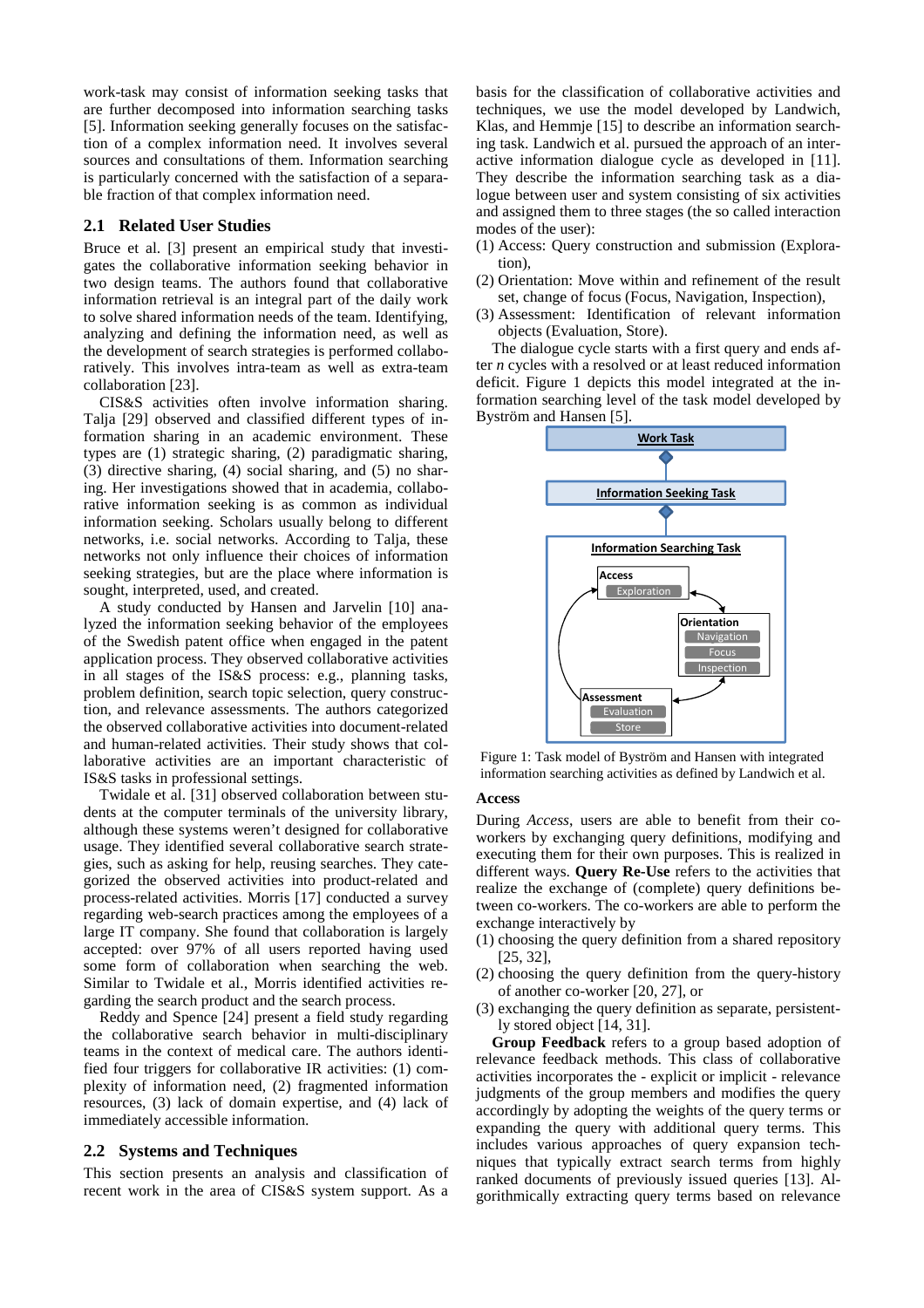work-task may consist of information seeking tasks that are further decomposed into information searching tasks [5]. Information seeking generally focuses on the satisfaction of a complex information need. It involves several sources and consultations of them. Information searching is particularly concerned with the satisfaction of a separable fraction of that complex information need.

## 2.1 Related User Studies

Bruce et al. [3] present an empirical study that investigates the collaborative information seeking behavior in two design teams. The authors found that collaborative information retrieval is an integral part of the daily work to solve shared information needs of the team. Identifying, analyzing and defining the information need, as well as the development of search strategies is performed collaboratively. This involves intra-team as well as extra-team collaboration [23].

CIS&S activities often involve information sharing. Talja [29] observed and classified different types of information sharing in an academic environment. These types are (1) strategic sharing, (2) paradigmatic sharing, (3) directive sharing, (4) social sharing, and (5) no sharing. Her investigations showed that in academia, collaborative information seeking is as common as individual information seeking. Scholars usually belong to different networks, i.e. social networks. According to Talja, these networks not only influence their choices of information seeking strategies, but are the place where information is sought, interpreted, used, and created.

A study conducted by Hansen and Jarvelin [10] analyzed the information seeking behavior of the employees of the Swedish patent office when engaged in the patent application process. They observed collaborative activities in all stages of the IS&S process: e.g., planning tasks, problem definition, search topic selection, query construction, and relevance assessments. The authors categorized the observed collaborative activities into document-related and human-related activities. Their study shows that collaborative activities are an important characteristic of IS&S tasks in professional settings.

Twidale et al. [31] observed collaboration between students at the computer terminals of the university library, although these systems weren't designed for collaborative usage. They identified several collaborative search strategies, such as asking for help, reusing searches. They categorized the observed activities into product-related and process-related activities. Morris [17] conducted a survey regarding web-search practices among the employees of a large IT company. She found that collaboration is largely accepted: over 97% of all users reported having used some form of collaboration when searching the web. Similar to Twidale et al., Morris identified activities regarding the search product and the search process.

Reddy and Spence [24] present a field study regarding the collaborative search behavior in multi-disciplinary teams in the context of medical care. The authors identified four triggers for collaborative IR activities: (1) complexity of information need, (2) fragmented information resources, (3) lack of domain expertise, and (4) lack of immediately accessible information.

## 2.2 Systems and Techniques

This section presents an analysis and classification of recent work in the area of CIS&S system support. As a basis for the classification of collaborative activities and techniques, we use the model developed by Landwich, Klas, and Hemmje [15] to describe an information searching task. Landwich et al. pursued the approach of an interactive information dialogue cycle as developed in [11]. They describe the information searching task as a dialogue between user and system consisting of six activities and assigned them to three stages (the so called interaction modes of the user):

(1) Access: Query construction and submission (Exploration),
(2) Orientation: Move within and refinement of the result set, change of focus (Focus, Navigation, Inspection),
(3) Assessment: Identification of relevant information objects (Evaluation, Store).

The dialogue cycle starts with a first query and ends after *n* cycles with a resolved or at least reduced information deficit. Figure 1 depicts this model integrated at the information searching level of the task model developed by Byström and Hansen [5].

Work Task → Information Seeking Task → Information Searching Task: Access (Exploration); Orientation (Navigation, Focus, Inspection); Assessment (Evaluation, Store)

Figure 1: Task model of Byström and Hansen with integrated information searching activities as defined by Landwich et al.

### Access

During *Access*, users are able to benefit from their co-workers by exchanging query definitions, modifying and executing them for their own purposes. This is realized in different ways. **Query Re-Use** refers to the activities that realize the exchange of (complete) query definitions between co-workers. The co-workers are able to perform the exchange interactively by

(1) choosing the query definition from a shared repository [25, 32],
(2) choosing the query definition from the query-history of another co-worker [20, 27], or
(3) exchanging the query definition as separate, persistently stored object [14, 31].

**Group Feedback** refers to a group based adoption of relevance feedback methods. This class of collaborative activities incorporates the - explicit or implicit - relevance judgments of the group members and modifies the query accordingly by adopting the weights of the query terms or expanding the query with additional query terms. This includes various approaches of query expansion techniques that typically extract search terms from highly ranked documents of previously issued queries [13]. Algorithmically extracting query terms based on relevance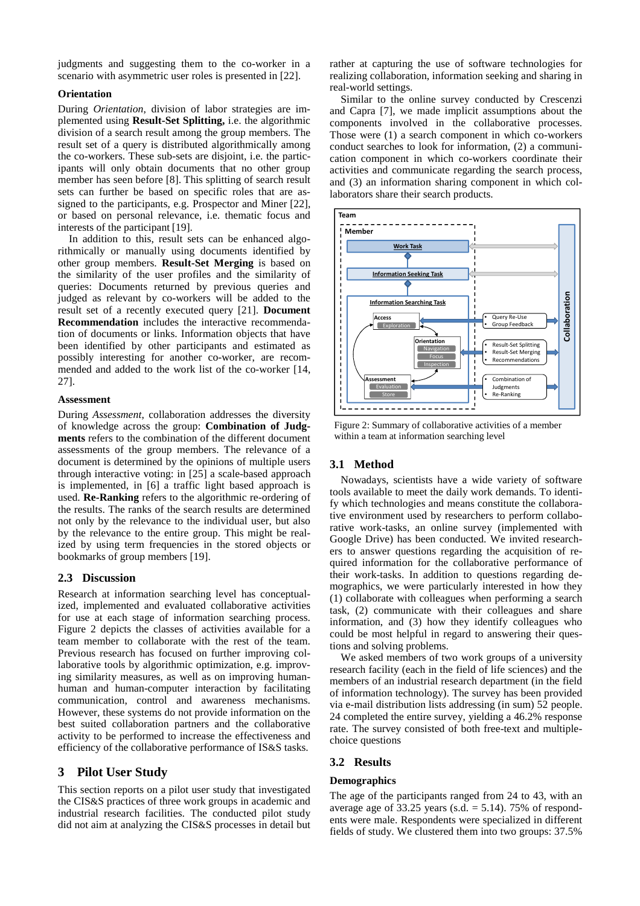judgments and suggesting them to the co-worker in a scenario with asymmetric user roles is presented in [22].

**Orientation**

During *Orientation*, division of labor strategies are implemented using **Result-Set Splitting,** i.e. the algorithmic division of a search result among the group members. The result set of a query is distributed algorithmically among the co-workers. These sub-sets are disjoint, i.e. the participants will only obtain documents that no other group member has seen before [8]. This splitting of search result sets can further be based on specific roles that are assigned to the participants, e.g. Prospector and Miner [22], or based on personal relevance, i.e. thematic focus and interests of the participant [19].

In addition to this, result sets can be enhanced algorithmically or manually using documents identified by other group members. **Result-Set Merging** is based on the similarity of the user profiles and the similarity of queries: Documents returned by previous queries and judged as relevant by co-workers will be added to the result set of a recently executed query [21]. **Document Recommendation** includes the interactive recommendation of documents or links. Information objects that have been identified by other participants and estimated as possibly interesting for another co-worker, are recommended and added to the work list of the co-worker [14, 27].

**Assessment**

During *Assessment*, collaboration addresses the diversity of knowledge across the group: **Combination of Judgments** refers to the combination of the different document assessments of the group members. The relevance of a document is determined by the opinions of multiple users through interactive voting: in [25] a scale-based approach is implemented, in [6] a traffic light based approach is used. **Re-Ranking** refers to the algorithmic re-ordering of the results. The ranks of the search results are determined not only by the relevance to the individual user, but also by the relevance to the entire group. This might be realized by using term frequencies in the stored objects or bookmarks of group members [19].

## 2.3 Discussion

Research at information searching level has conceptualized, implemented and evaluated collaborative activities for use at each stage of information searching process. Figure 2 depicts the classes of activities available for a team member to collaborate with the rest of the team. Previous research has focused on further improving collaborative tools by algorithmic optimization, e.g. improving similarity measures, as well as on improving human-human and human-computer interaction by facilitating communication, control and awareness mechanisms. However, these systems do not provide information on the best suited collaboration partners and the collaborative activity to be performed to increase the effectiveness and efficiency of the collaborative performance of IS&S tasks.

# 3 Pilot User Study

This section reports on a pilot user study that investigated the CIS&S practices of three work groups in academic and industrial research facilities. The conducted pilot study did not aim at analyzing the CIS&S processes in detail but rather at capturing the use of software technologies for realizing collaboration, information seeking and sharing in real-world settings.

Similar to the online survey conducted by Crescenzi and Capra [7], we made implicit assumptions about the components involved in the collaborative processes. Those were (1) a search component in which co-workers conduct searches to look for information, (2) a communication component in which co-workers coordinate their activities and communicate regarding the search process, and (3) an information sharing component in which collaborators share their search products.

Figure 2: Summary of collaborative activities of a member within a team at information searching level

## 3.1 Method

Nowadays, scientists have a wide variety of software tools available to meet the daily work demands. To identify which technologies and means constitute the collaborative environment used by researchers to perform collaborative work-tasks, an online survey (implemented with Google Drive) has been conducted. We invited researchers to answer questions regarding the acquisition of required information for the collaborative performance of their work-tasks. In addition to questions regarding demographics, we were particularly interested in how they (1) collaborate with colleagues when performing a search task, (2) communicate with their colleagues and share information, and (3) how they identify colleagues who could be most helpful in regard to answering their questions and solving problems.

We asked members of two work groups of a university research facility (each in the field of life sciences) and the members of an industrial research department (in the field of information technology). The survey has been provided via e-mail distribution lists addressing (in sum) 52 people. 24 completed the entire survey, yielding a 46.2% response rate. The survey consisted of both free-text and multiple-choice questions

## 3.2 Results

**Demographics**

The age of the participants ranged from 24 to 43, with an average age of 33.25 years (s.d. = 5.14). 75% of respondents were male. Respondents were specialized in different fields of study. We clustered them into two groups: 37.5%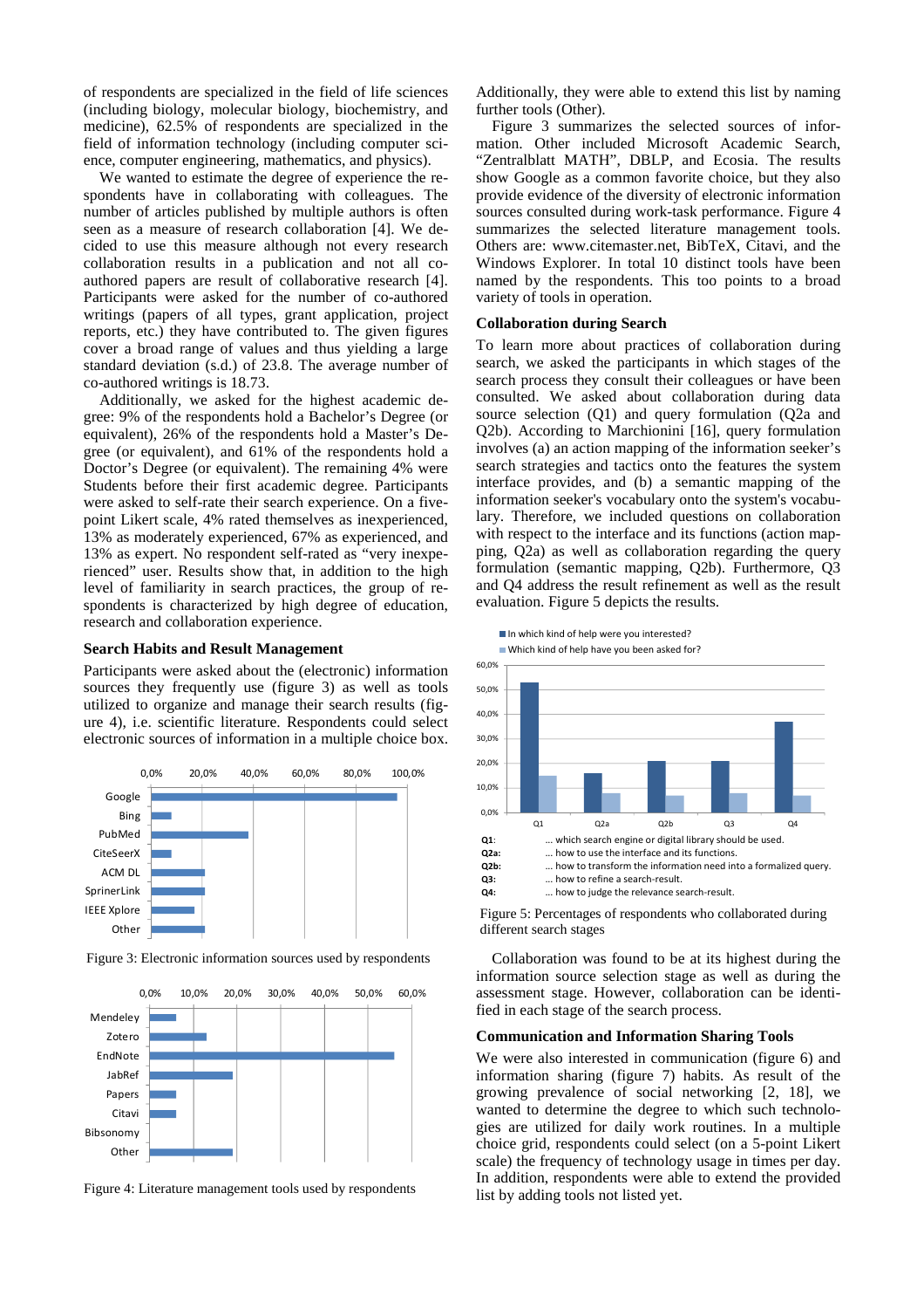of respondents are specialized in the field of life sciences (including biology, molecular biology, biochemistry, and medicine), 62.5% of respondents are specialized in the field of information technology (including computer science, computer engineering, mathematics, and physics).

We wanted to estimate the degree of experience the respondents have in collaborating with colleagues. The number of articles published by multiple authors is often seen as a measure of research collaboration [4]. We decided to use this measure although not every research collaboration results in a publication and not all co-authored papers are result of collaborative research [4]. Participants were asked for the number of co-authored writings (papers of all types, grant application, project reports, etc.) they have contributed to. The given figures cover a broad range of values and thus yielding a large standard deviation (s.d.) of 23.8. The average number of co-authored writings is 18.73.

Additionally, we asked for the highest academic degree: 9% of the respondents hold a Bachelor's Degree (or equivalent), 26% of the respondents hold a Master's Degree (or equivalent), and 61% of the respondents hold a Doctor's Degree (or equivalent). The remaining 4% were Students before their first academic degree. Participants were asked to self-rate their search experience. On a five-point Likert scale, 4% rated themselves as inexperienced, 13% as moderately experienced, 67% as experienced, and 13% as expert. No respondent self-rated as "very inexperienced" user. Results show that, in addition to the high level of familiarity in search practices, the group of respondents is characterized by high degree of education, research and collaboration experience.

### Search Habits and Result Management

Participants were asked about the (electronic) information sources they frequently use (figure 3) as well as tools utilized to organize and manage their search results (figure 4), i.e. scientific literature. Respondents could select electronic sources of information in a multiple choice box.

Figure 3: Electronic information sources used by respondents

Figure 4: Literature management tools used by respondents

Additionally, they were able to extend this list by naming further tools (Other).

Figure 3 summarizes the selected sources of information. Other included Microsoft Academic Search, "Zentralblatt MATH", DBLP, and Ecosia. The results show Google as a common favorite choice, but they also provide evidence of the diversity of electronic information sources consulted during work-task performance. Figure 4 summarizes the selected literature management tools. Others are: www.citemaster.net, BibTeX, Citavi, and the Windows Explorer. In total 10 distinct tools have been named by the respondents. This too points to a broad variety of tools in operation.

### Collaboration during Search

To learn more about practices of collaboration during search, we asked the participants in which stages of the search process they consult their colleagues or have been consulted. We asked about collaboration during data source selection (Q1) and query formulation (Q2a and Q2b). According to Marchionini [16], query formulation involves (a) an action mapping of the information seeker's search strategies and tactics onto the features the system interface provides, and (b) a semantic mapping of the information seeker's vocabulary onto the system's vocabulary. Therefore, we included questions on collaboration with respect to the interface and its functions (action mapping, Q2a) as well as collaboration regarding the query formulation (semantic mapping, Q2b). Furthermore, Q3 and Q4 address the result refinement as well as the result evaluation. Figure 5 depicts the results.

Figure 5: Percentages of respondents who collaborated during different search stages

Collaboration was found to be at its highest during the information source selection stage as well as during the assessment stage. However, collaboration can be identified in each stage of the search process.

### Communication and Information Sharing Tools

We were also interested in communication (figure 6) and information sharing (figure 7) habits. As result of the growing prevalence of social networking [2, 18], we wanted to determine the degree to which such technologies are utilized for daily work routines. In a multiple choice grid, respondents could select (on a 5-point Likert scale) the frequency of technology usage in times per day. In addition, respondents were able to extend the provided list by adding tools not listed yet.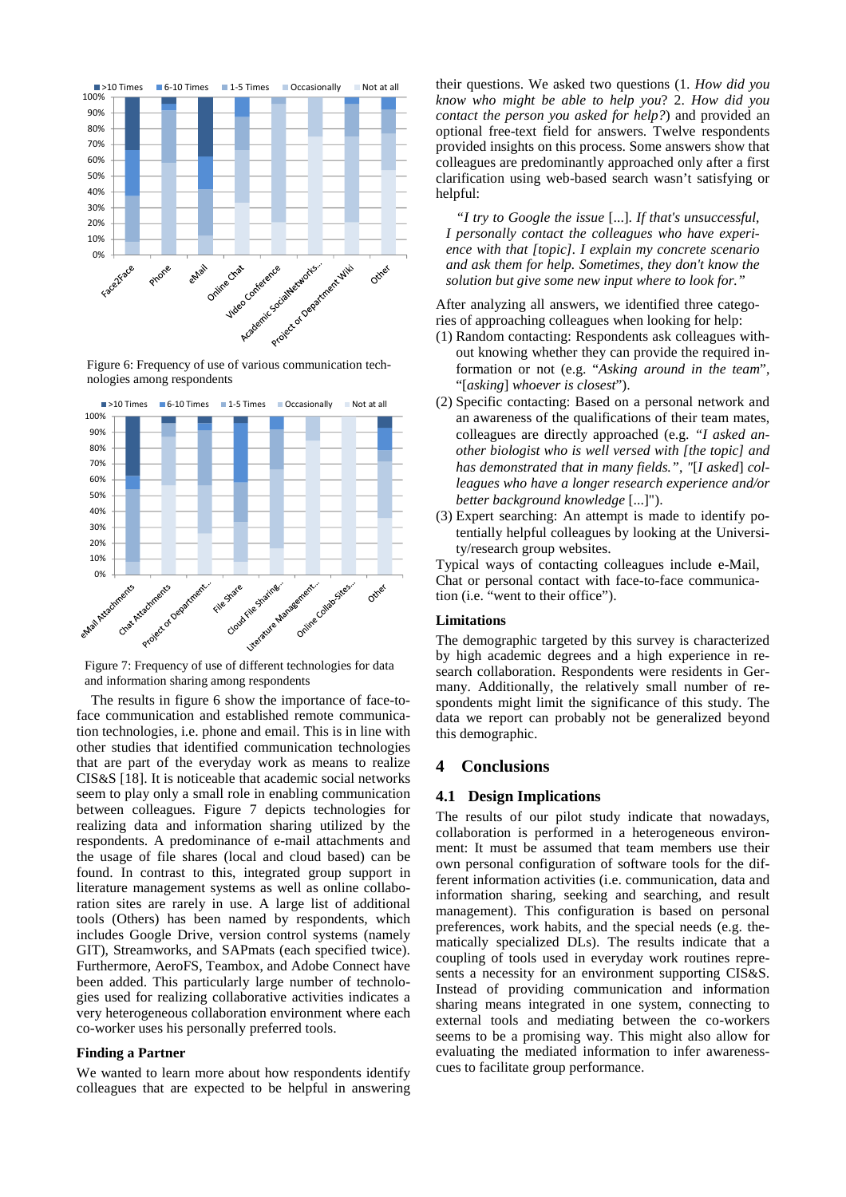Figure 6: Frequency of use of various communication technologies among respondents

Figure 7: Frequency of use of different technologies for data and information sharing among respondents

The results in figure 6 show the importance of face-to-face communication and established remote communication technologies, i.e. phone and email. This is in line with other studies that identified communication technologies that are part of the everyday work as means to realize CIS&S [18]. It is noticeable that academic social networks seem to play only a small role in enabling communication between colleagues. Figure 7 depicts technologies for realizing data and information sharing utilized by the respondents. A predominance of e-mail attachments and the usage of file shares (local and cloud based) can be found. In contrast to this, integrated group support in literature management systems as well as online collaboration sites are rarely in use. A large list of additional tools (Others) has been named by respondents, which includes Google Drive, version control systems (namely GIT), Streamworks, and SAPmats (each specified twice). Furthermore, AeroFS, Teambox, and Adobe Connect have been added. This particularly large number of technologies used for realizing collaborative activities indicates a very heterogeneous collaboration environment where each co-worker uses his personally preferred tools.

**Finding a Partner**

We wanted to learn more about how respondents identify colleagues that are expected to be helpful in answering their questions. We asked two questions (1. *How did you know who might be able to help you*? 2. *How did you contact the person you asked for help?*) and provided an optional free-text field for answers. Twelve respondents provided insights on this process. Some answers show that colleagues are predominantly approached only after a first clarification using web-based search wasn't satisfying or helpful:

> *"I try to Google the issue* [...]. *If that's unsuccessful, I personally contact the colleagues who have experience with that [topic]. I explain my concrete scenario and ask them for help. Sometimes, they don't know the solution but give some new input where to look for."*

After analyzing all answers, we identified three categories of approaching colleagues when looking for help:

(1) Random contacting: Respondents ask colleagues without knowing whether they can provide the required information or not (e.g. "*Asking around in the team*", "[*asking*] *whoever is closest*").

(2) Specific contacting: Based on a personal network and an awareness of the qualifications of their team mates, colleagues are directly approached (e.g. *"I asked another biologist who is well versed with [the topic] and has demonstrated that in many fields."*, "[*I asked*] *colleagues who have a longer research experience and/or better background knowledge* [...]").

(3) Expert searching: An attempt is made to identify potentially helpful colleagues by looking at the University/research group websites.

Typical ways of contacting colleagues include e-Mail, Chat or personal contact with face-to-face communication (i.e. "went to their office").

**Limitations**

The demographic targeted by this survey is characterized by high academic degrees and a high experience in research collaboration. Respondents were residents in Germany. Additionally, the relatively small number of respondents might limit the significance of this study. The data we report can probably not be generalized beyond this demographic.

# 4 Conclusions

## 4.1 Design Implications

The results of our pilot study indicate that nowadays, collaboration is performed in a heterogeneous environment: It must be assumed that team members use their own personal configuration of software tools for the different information activities (i.e. communication, data and information sharing, seeking and searching, and result management). This configuration is based on personal preferences, work habits, and the special needs (e.g. thematically specialized DLs). The results indicate that a coupling of tools used in everyday work routines represents a necessity for an environment supporting CIS&S. Instead of providing communication and information sharing means integrated in one system, connecting to external tools and mediating between the co-workers seems to be a promising way. This might also allow for evaluating the mediated information to infer awareness-cues to facilitate group performance.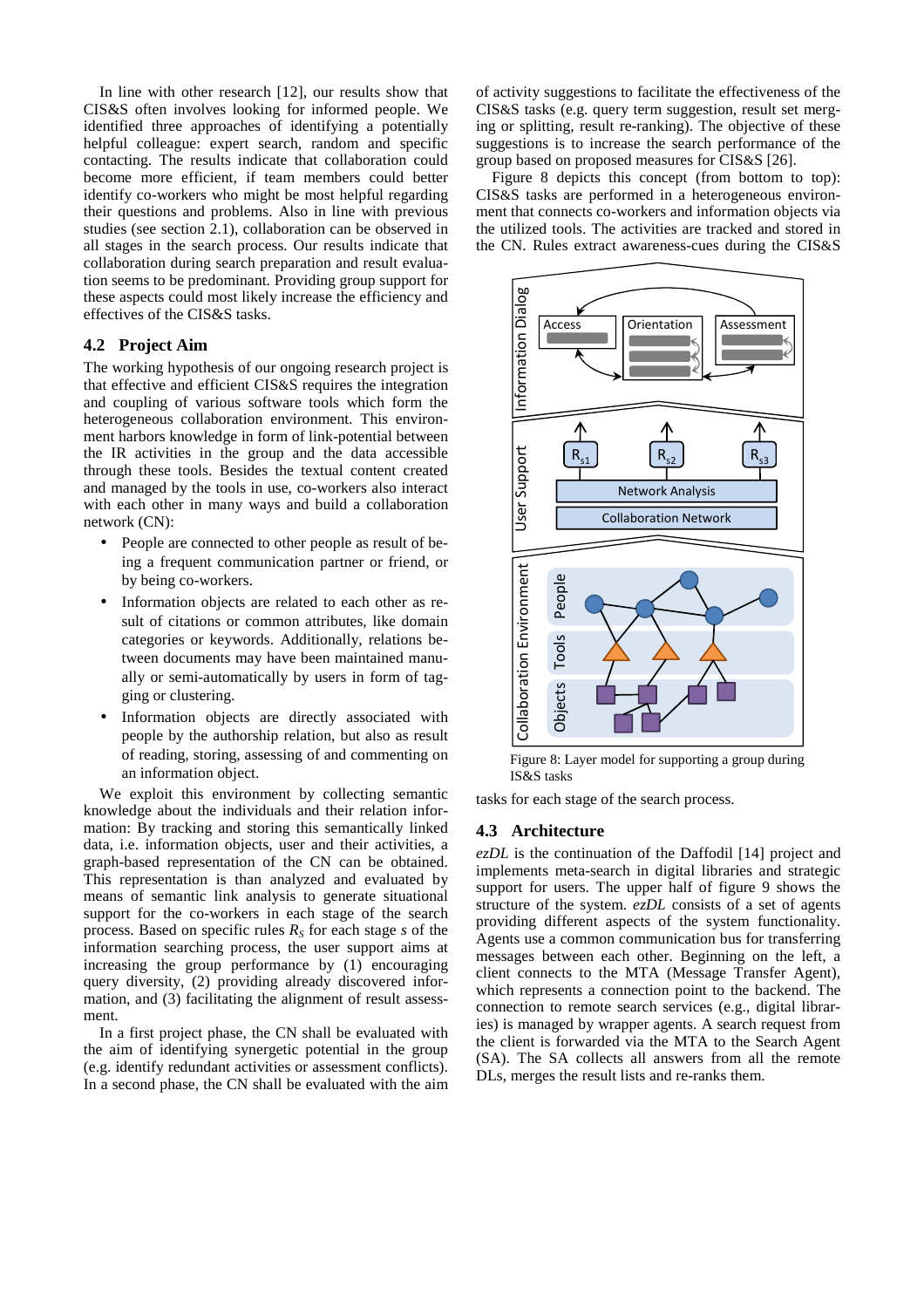In line with other research [12], our results show that CIS&S often involves looking for informed people. We identified three approaches of identifying a potentially helpful colleague: expert search, random and specific contacting. The results indicate that collaboration could become more efficient, if team members could better identify co-workers who might be most helpful regarding their questions and problems. Also in line with previous studies (see section 2.1), collaboration can be observed in all stages in the search process. Our results indicate that collaboration during search preparation and result evaluation seems to be predominant. Providing group support for these aspects could most likely increase the efficiency and effectives of the CIS&S tasks.

### 4.2 Project Aim

The working hypothesis of our ongoing research project is that effective and efficient CIS&S requires the integration and coupling of various software tools which form the heterogeneous collaboration environment. This environment harbors knowledge in form of link-potential between the IR activities in the group and the data accessible through these tools. Besides the textual content created and managed by the tools in use, co-workers also interact with each other in many ways and build a collaboration network (CN):

- People are connected to other people as result of being a frequent communication partner or friend, or by being co-workers.
- Information objects are related to each other as result of citations or common attributes, like domain categories or keywords. Additionally, relations between documents may have been maintained manually or semi-automatically by users in form of tagging or clustering.
- Information objects are directly associated with people by the authorship relation, but also as result of reading, storing, assessing of and commenting on an information object.

We exploit this environment by collecting semantic knowledge about the individuals and their relation information: By tracking and storing this semantically linked data, i.e. information objects, user and their activities, a graph-based representation of the CN can be obtained. This representation is than analyzed and evaluated by means of semantic link analysis to generate situational support for the co-workers in each stage of the search process. Based on specific rules $R_S$ for each stage $s$ of the information searching process, the user support aims at increasing the group performance by (1) encouraging query diversity, (2) providing already discovered information, and (3) facilitating the alignment of result assessment.

In a first project phase, the CN shall be evaluated with the aim of identifying synergetic potential in the group (e.g. identify redundant activities or assessment conflicts). In a second phase, the CN shall be evaluated with the aim of activity suggestions to facilitate the effectiveness of the CIS&S tasks (e.g. query term suggestion, result set merging or splitting, result re-ranking). The objective of these suggestions is to increase the search performance of the group based on proposed measures for CIS&S [26].

Figure 8 depicts this concept (from bottom to top): CIS&S tasks are performed in a heterogeneous environment that connects co-workers and information objects via the utilized tools. The activities are tracked and stored in the CN. Rules extract awareness-cues during the CIS&S tasks for each stage of the search process.

Figure 8: Layer model for supporting a group during IS&S tasks

### 4.3 Architecture

*ezDL* is the continuation of the Daffodil [14] project and implements meta-search in digital libraries and strategic support for users. The upper half of figure 9 shows the structure of the system. *ezDL* consists of a set of agents providing different aspects of the system functionality. Agents use a common communication bus for transferring messages between each other. Beginning on the left, a client connects to the MTA (Message Transfer Agent), which represents a connection point to the backend. The connection to remote search services (e.g., digital libraries) is managed by wrapper agents. A search request from the client is forwarded via the MTA to the Search Agent (SA). The SA collects all answers from all the remote DLs, merges the result lists and re-ranks them.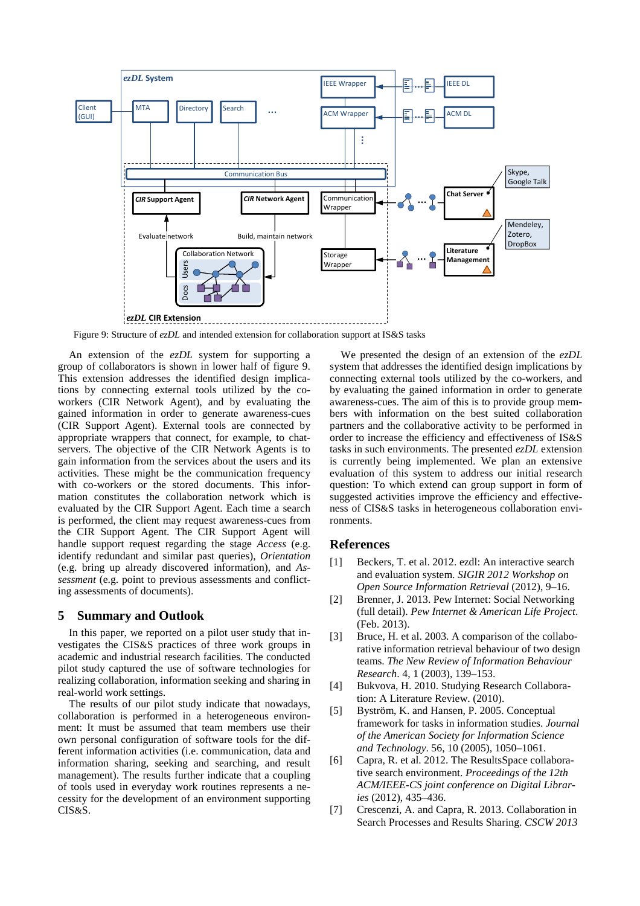Figure 9: Structure of *ezDL* and intended extension for collaboration support at IS&S tasks

An extension of the *ezDL* system for supporting a group of collaborators is shown in lower half of figure 9. This extension addresses the identified design implications by connecting external tools utilized by the co-workers (CIR Network Agent), and by evaluating the gained information in order to generate awareness-cues (CIR Support Agent). External tools are connected by appropriate wrappers that connect, for example, to chat-servers. The objective of the CIR Network Agents is to gain information from the services about the users and its activities. These might be the communication frequency with co-workers or the stored documents. This information constitutes the collaboration network which is evaluated by the CIR Support Agent. Each time a search is performed, the client may request awareness-cues from the CIR Support Agent. The CIR Support Agent will handle support request regarding the stage *Access* (e.g. identify redundant and similar past queries), *Orientation* (e.g. bring up already discovered information), and *Assessment* (e.g. point to previous assessments and conflicting assessments of documents).

## 5 Summary and Outlook

In this paper, we reported on a pilot user study that investigates the CIS&S practices of three work groups in academic and industrial research facilities. The conducted pilot study captured the use of software technologies for realizing collaboration, information seeking and sharing in real-world work settings.

The results of our pilot study indicate that nowadays, collaboration is performed in a heterogeneous environment: It must be assumed that team members use their own personal configuration of software tools for the different information activities (i.e. communication, data and information sharing, seeking and searching, and result management). The results further indicate that a coupling of tools used in everyday work routines represents a necessity for the development of an environment supporting CIS&S.

We presented the design of an extension of the *ezDL* system that addresses the identified design implications by connecting external tools utilized by the co-workers, and by evaluating the gained information in order to generate awareness-cues. The aim of this is to provide group members with information on the best suited collaboration partners and the collaborative activity to be performed in order to increase the efficiency and effectiveness of IS&S tasks in such environments. The presented *ezDL* extension is currently being implemented. We plan an extensive evaluation of this system to address our initial research question: To which extend can group support in form of suggested collaboration activities improve the efficiency and effectiveness of CIS&S tasks in heterogeneous collaboration environments.

## References

[1] Beckers, T. et al. 2012. ezdl: An interactive search and evaluation system. *SIGIR 2012 Workshop on Open Source Information Retrieval* (2012), 9–16.

[2] Brenner, J. 2013. Pew Internet: Social Networking (full detail). *Pew Internet & American Life Project*. (Feb. 2013).

[3] Bruce, H. et al. 2003. A comparison of the collaborative information retrieval behaviour of two design teams. *The New Review of Information Behaviour Research*. 4, 1 (2003), 139–153.

[4] Bukvova, H. 2010. Studying Research Collaboration: A Literature Review. (2010).

[5] Byström, K. and Hansen, P. 2005. Conceptual framework for tasks in information studies. *Journal of the American Society for Information Science and Technology*. 56, 10 (2005), 1050–1061.

[6] Capra, R. et al. 2012. The ResultsSpace collaborative search environment. *Proceedings of the 12th ACM/IEEE-CS joint conference on Digital Libraries* (2012), 435–436.

[7] Crescenzi, A. and Capra, R. 2013. Collaboration in Search Processes and Results Sharing. *CSCW 2013*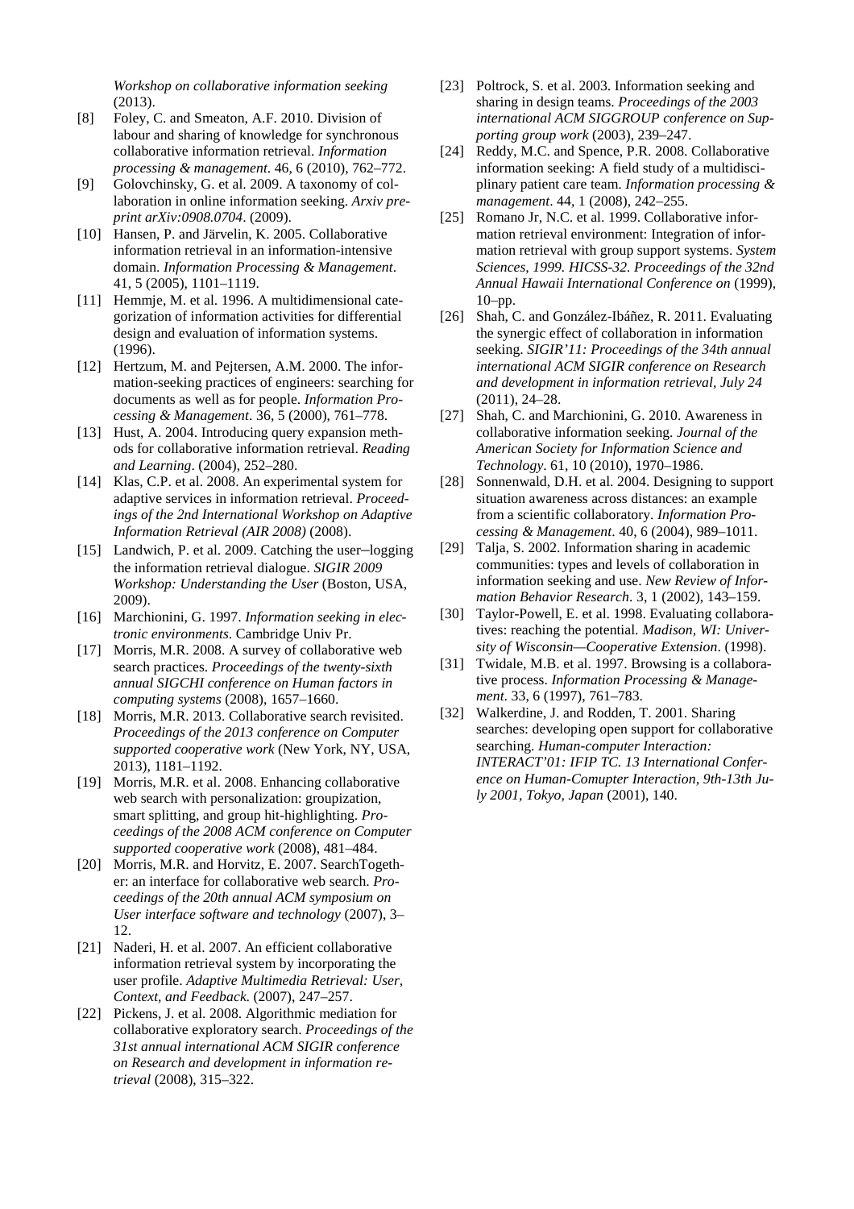*Workshop on collaborative information seeking* (2013).

[8] Foley, C. and Smeaton, A.F. 2010. Division of labour and sharing of knowledge for synchronous collaborative information retrieval. *Information processing & management*. 46, 6 (2010), 762–772.

[9] Golovchinsky, G. et al. 2009. A taxonomy of collaboration in online information seeking. *Arxiv preprint arXiv:0908.0704*. (2009).

[10] Hansen, P. and Järvelin, K. 2005. Collaborative information retrieval in an information-intensive domain. *Information Processing & Management*. 41, 5 (2005), 1101–1119.

[11] Hemmje, M. et al. 1996. A multidimensional categorization of information activities for differential design and evaluation of information systems. (1996).

[12] Hertzum, M. and Pejtersen, A.M. 2000. The information-seeking practices of engineers: searching for documents as well as for people. *Information Processing & Management*. 36, 5 (2000), 761–778.

[13] Hust, A. 2004. Introducing query expansion methods for collaborative information retrieval. *Reading and Learning*. (2004), 252–280.

[14] Klas, C.P. et al. 2008. An experimental system for adaptive services in information retrieval. *Proceedings of the 2nd International Workshop on Adaptive Information Retrieval (AIR 2008)* (2008).

[15] Landwich, P. et al. 2009. Catching the user–logging the information retrieval dialogue. *SIGIR 2009 Workshop: Understanding the User* (Boston, USA, 2009).

[16] Marchionini, G. 1997. *Information seeking in electronic environments*. Cambridge Univ Pr.

[17] Morris, M.R. 2008. A survey of collaborative web search practices. *Proceedings of the twenty-sixth annual SIGCHI conference on Human factors in computing systems* (2008), 1657–1660.

[18] Morris, M.R. 2013. Collaborative search revisited. *Proceedings of the 2013 conference on Computer supported cooperative work* (New York, NY, USA, 2013), 1181–1192.

[19] Morris, M.R. et al. 2008. Enhancing collaborative web search with personalization: groupization, smart splitting, and group hit-highlighting. *Proceedings of the 2008 ACM conference on Computer supported cooperative work* (2008), 481–484.

[20] Morris, M.R. and Horvitz, E. 2007. SearchTogether: an interface for collaborative web search. *Proceedings of the 20th annual ACM symposium on User interface software and technology* (2007), 3–12.

[21] Naderi, H. et al. 2007. An efficient collaborative information retrieval system by incorporating the user profile. *Adaptive Multimedia Retrieval: User, Context, and Feedback*. (2007), 247–257.

[22] Pickens, J. et al. 2008. Algorithmic mediation for collaborative exploratory search. *Proceedings of the 31st annual international ACM SIGIR conference on Research and development in information retrieval* (2008), 315–322.

[23] Poltrock, S. et al. 2003. Information seeking and sharing in design teams. *Proceedings of the 2003 international ACM SIGGROUP conference on Supporting group work* (2003), 239–247.

[24] Reddy, M.C. and Spence, P.R. 2008. Collaborative information seeking: A field study of a multidisciplinary patient care team. *Information processing & management*. 44, 1 (2008), 242–255.

[25] Romano Jr, N.C. et al. 1999. Collaborative information retrieval environment: Integration of information retrieval with group support systems. *System Sciences, 1999. HICSS-32. Proceedings of the 32nd Annual Hawaii International Conference on* (1999), 10–pp.

[26] Shah, C. and González-Ibáñez, R. 2011. Evaluating the synergic effect of collaboration in information seeking. *SIGIR'11: Proceedings of the 34th annual international ACM SIGIR conference on Research and development in information retrieval, July 24* (2011), 24–28.

[27] Shah, C. and Marchionini, G. 2010. Awareness in collaborative information seeking. *Journal of the American Society for Information Science and Technology*. 61, 10 (2010), 1970–1986.

[28] Sonnenwald, D.H. et al. 2004. Designing to support situation awareness across distances: an example from a scientific collaboratory. *Information Processing & Management*. 40, 6 (2004), 989–1011.

[29] Talja, S. 2002. Information sharing in academic communities: types and levels of collaboration in information seeking and use. *New Review of Information Behavior Research*. 3, 1 (2002), 143–159.

[30] Taylor-Powell, E. et al. 1998. Evaluating collaboratives: reaching the potential. *Madison, WI: University of Wisconsin—Cooperative Extension*. (1998).

[31] Twidale, M.B. et al. 1997. Browsing is a collaborative process. *Information Processing & Management*. 33, 6 (1997), 761–783.

[32] Walkerdine, J. and Rodden, T. 2001. Sharing searches: developing open support for collaborative searching. *Human-computer Interaction: INTERACT'01: IFIP TC. 13 International Conference on Human-Comupter Interaction, 9th-13th July 2001, Tokyo, Japan* (2001), 140.